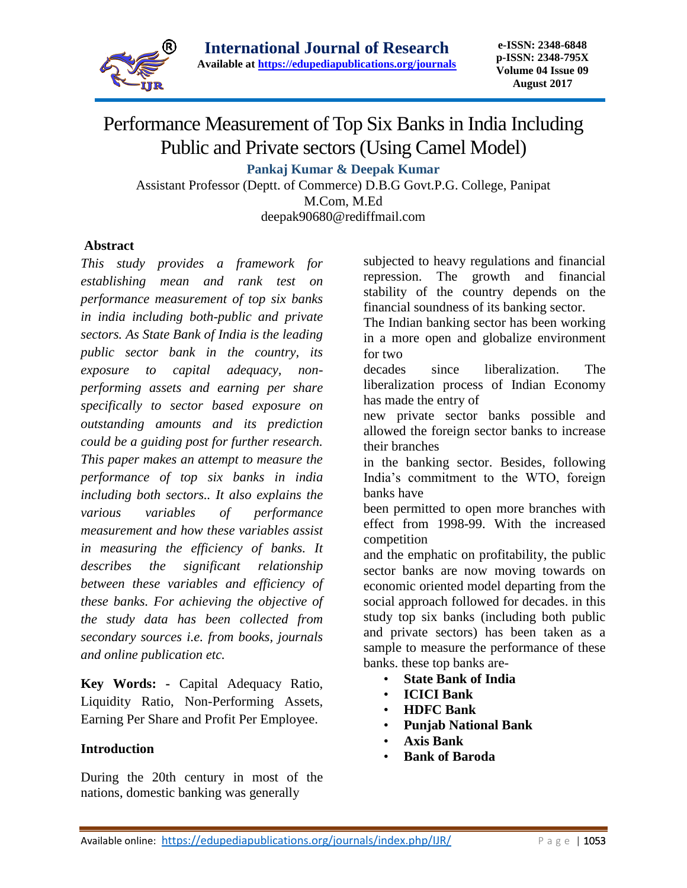# Performance Measurement of Top Six Banks in India Including Public and Private sectors (Using Camel Model)

**Pankaj Kumar & Deepak Kumar**

Assistant Professor (Deptt. of Commerce) D.B.G Govt.P.G. College, Panipat
M.Com, M.Ed
deepak90680@rediffmail.com

## Abstract

*This study provides a framework for establishing mean and rank test on performance measurement of top six banks in india including both-public and private sectors. As State Bank of India is the leading public sector bank in the country, its exposure to capital adequacy, non-performing assets and earning per share specifically to sector based exposure on outstanding amounts and its prediction could be a guiding post for further research. This paper makes an attempt to measure the performance of top six banks in india including both sectors.. It also explains the various variables of performance measurement and how these variables assist in measuring the efficiency of banks. It describes the significant relationship between these variables and efficiency of these banks. For achieving the objective of the study data has been collected from secondary sources i.e. from books, journals and online publication etc.*

**Key Words: -** Capital Adequacy Ratio, Liquidity Ratio, Non-Performing Assets, Earning Per Share and Profit Per Employee.

## Introduction

During the 20th century in most of the nations, domestic banking was generally subjected to heavy regulations and financial repression. The growth and financial stability of the country depends on the financial soundness of its banking sector.

The Indian banking sector has been working in a more open and globalize environment for two decades since liberalization. The liberalization process of Indian Economy has made the entry of new private sector banks possible and allowed the foreign sector banks to increase their branches in the banking sector. Besides, following India's commitment to the WTO, foreign banks have been permitted to open more branches with effect from 1998-99. With the increased competition and the emphatic on profitability, the public sector banks are now moving towards on economic oriented model departing from the social approach followed for decades. in this study top six banks (including both public and private sectors) has been taken as a sample to measure the performance of these banks. these top banks are-

- **State Bank of India**
- **ICICI Bank**
- **HDFC Bank**
- **Punjab National Bank**
- **Axis Bank**
- **Bank of Baroda**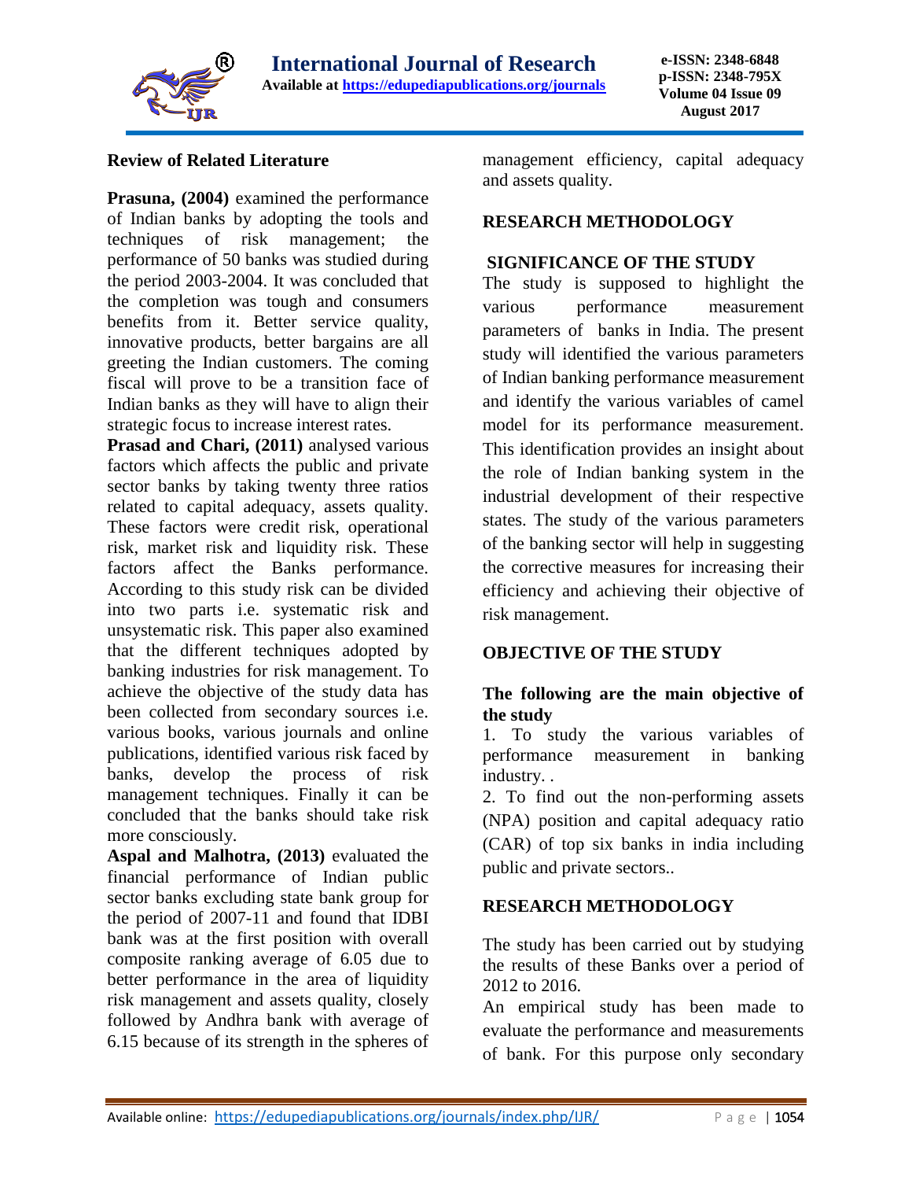## Review of Related Literature

**Prasuna, (2004)** examined the performance of Indian banks by adopting the tools and techniques of risk management; the performance of 50 banks was studied during the period 2003-2004. It was concluded that the completion was tough and consumers benefits from it. Better service quality, innovative products, better bargains are all greeting the Indian customers. The coming fiscal will prove to be a transition face of Indian banks as they will have to align their strategic focus to increase interest rates.

**Prasad and Chari, (2011)** analysed various factors which affects the public and private sector banks by taking twenty three ratios related to capital adequacy, assets quality. These factors were credit risk, operational risk, market risk and liquidity risk. These factors affect the Banks performance. According to this study risk can be divided into two parts i.e. systematic risk and unsystematic risk. This paper also examined that the different techniques adopted by banking industries for risk management. To achieve the objective of the study data has been collected from secondary sources i.e. various books, various journals and online publications, identified various risk faced by banks, develop the process of risk management techniques. Finally it can be concluded that the banks should take risk more consciously.

**Aspal and Malhotra, (2013)** evaluated the financial performance of Indian public sector banks excluding state bank group for the period of 2007-11 and found that IDBI bank was at the first position with overall composite ranking average of 6.05 due to better performance in the area of liquidity risk management and assets quality, closely followed by Andhra bank with average of 6.15 because of its strength in the spheres of management efficiency, capital adequacy and assets quality.

## RESEARCH METHODOLOGY

### SIGNIFICANCE OF THE STUDY

The study is supposed to highlight the various performance measurement parameters of banks in India. The present study will identified the various parameters of Indian banking performance measurement and identify the various variables of camel model for its performance measurement. This identification provides an insight about the role of Indian banking system in the industrial development of their respective states. The study of the various parameters of the banking sector will help in suggesting the corrective measures for increasing their efficiency and achieving their objective of risk management.

## OBJECTIVE OF THE STUDY

**The following are the main objective of the study**

1. To study the various variables of performance measurement in banking industry. .
2. To find out the non-performing assets (NPA) position and capital adequacy ratio (CAR) of top six banks in india including public and private sectors..

## RESEARCH METHODOLOGY

The study has been carried out by studying the results of these Banks over a period of 2012 to 2016.

An empirical study has been made to evaluate the performance and measurements of bank. For this purpose only secondary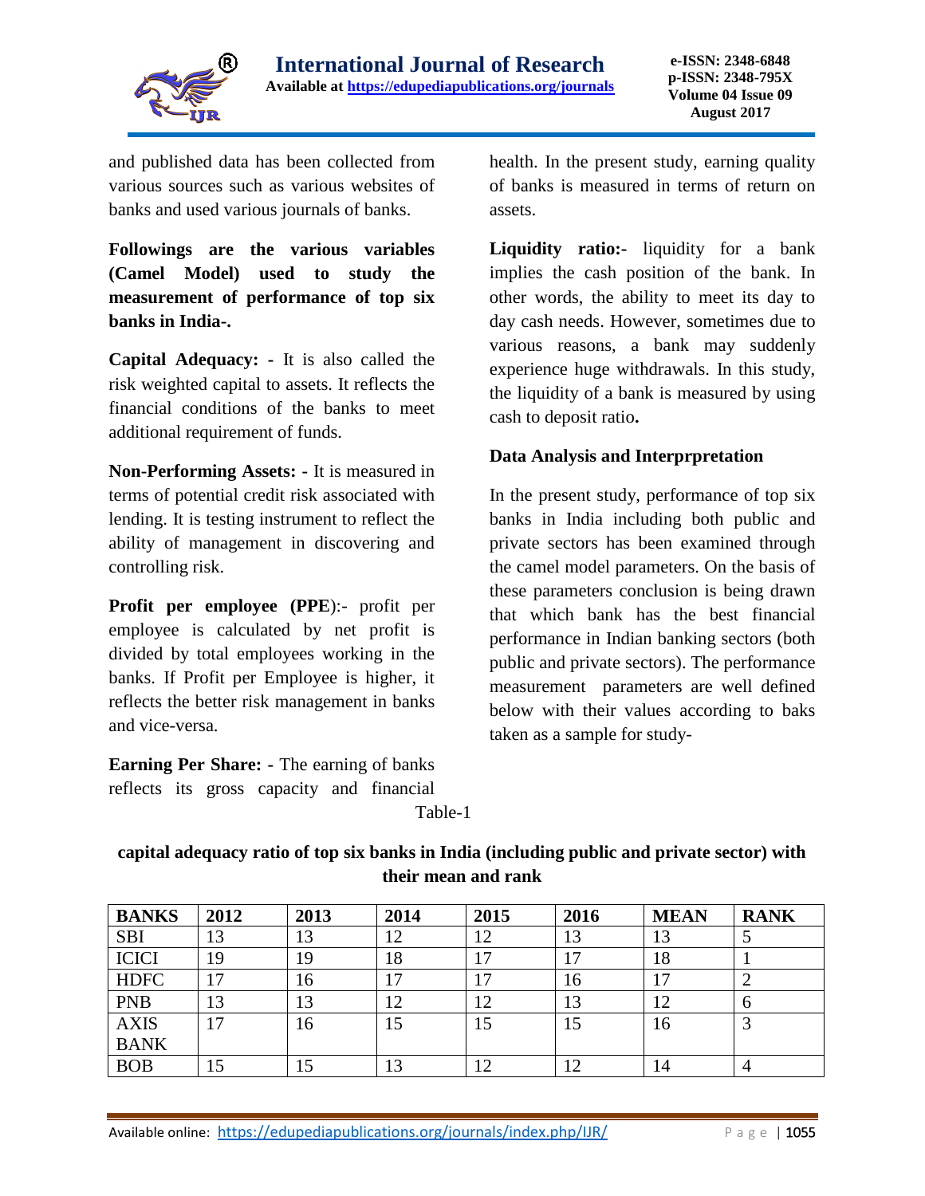and published data has been collected from various sources such as various websites of banks and used various journals of banks.

**Followings are the various variables (Camel Model) used to study the measurement of performance of top six banks in India-.**

**Capital Adequacy: -** It is also called the risk weighted capital to assets. It reflects the financial conditions of the banks to meet additional requirement of funds.

**Non-Performing Assets: -** It is measured in terms of potential credit risk associated with lending. It is testing instrument to reflect the ability of management in discovering and controlling risk.

**Profit per employee (PPE)**:- profit per employee is calculated by net profit is divided by total employees working in the banks. If Profit per Employee is higher, it reflects the better risk management in banks and vice-versa.

**Earning Per Share: -** The earning of banks reflects its gross capacity and financial health. In the present study, earning quality of banks is measured in terms of return on assets.

**Liquidity ratio:-** liquidity for a bank implies the cash position of the bank. In other words, the ability to meet its day to day cash needs. However, sometimes due to various reasons, a bank may suddenly experience huge withdrawals. In this study, the liquidity of a bank is measured by using cash to deposit ratio**.**

**Data Analysis and Interprpretation**

In the present study, performance of top six banks in India including both public and private sectors has been examined through the camel model parameters. On the basis of these parameters conclusion is being drawn that which bank has the best financial performance in Indian banking sectors (both public and private sectors). The performance measurement parameters are well defined below with their values according to baks taken as a sample for study-

Table-1

**capital adequacy ratio of top six banks in India (including public and private sector) with their mean and rank**

| BANKS | 2012 | 2013 | 2014 | 2015 | 2016 | MEAN | RANK |
|---|---|---|---|---|---|---|---|
| SBI | 13 | 13 | 12 | 12 | 13 | 13 | 5 |
| ICICI | 19 | 19 | 18 | 17 | 17 | 18 | 1 |
| HDFC | 17 | 16 | 17 | 17 | 16 | 17 | 2 |
| PNB | 13 | 13 | 12 | 12 | 13 | 12 | 6 |
| AXIS BANK | 17 | 16 | 15 | 15 | 15 | 16 | 3 |
| BOB | 15 | 15 | 13 | 12 | 12 | 14 | 4 |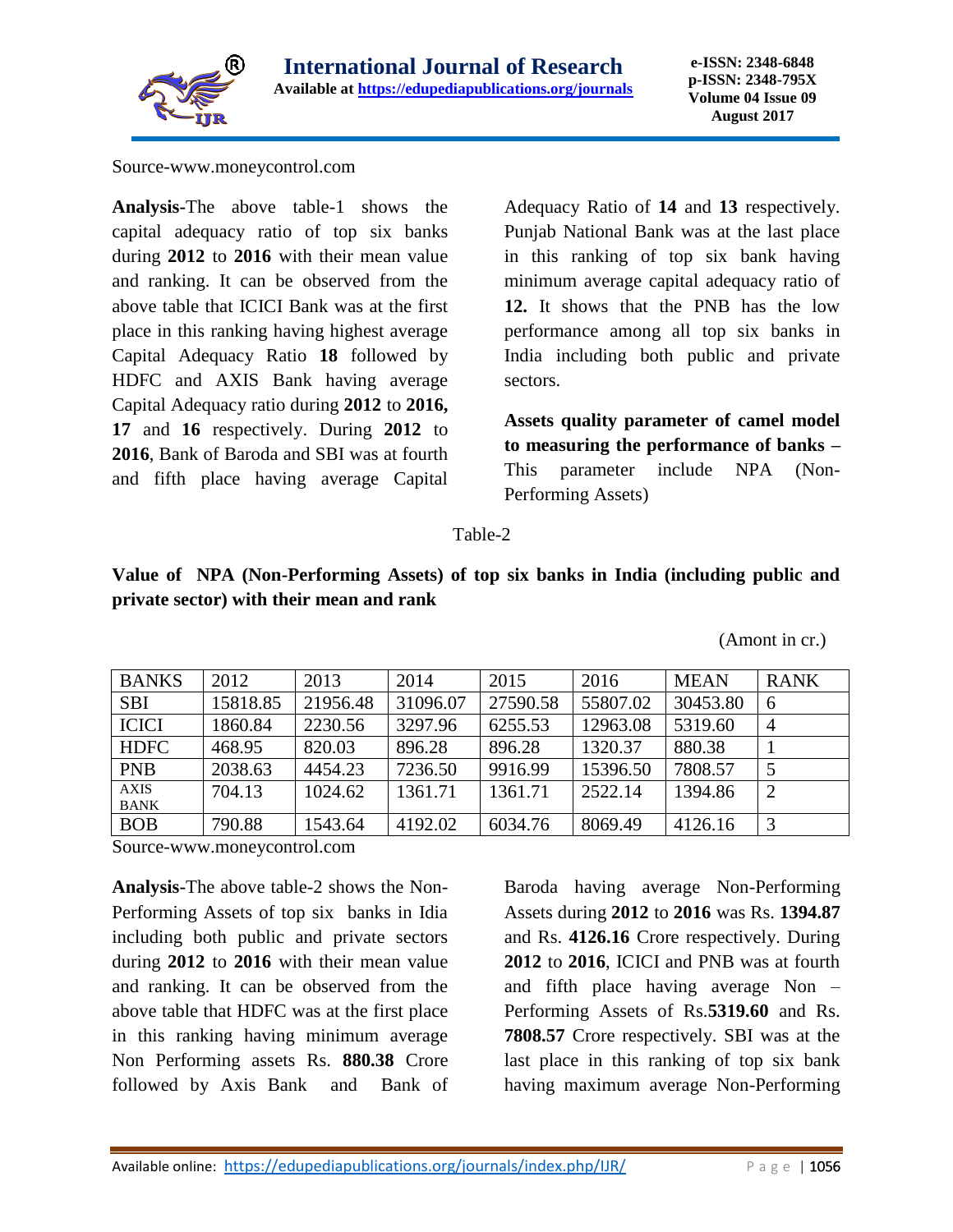Source-www.moneycontrol.com

**Analysis-**The above table-1 shows the capital adequacy ratio of top six banks during **2012** to **2016** with their mean value and ranking. It can be observed from the above table that ICICI Bank was at the first place in this ranking having highest average Capital Adequacy Ratio **18** followed by HDFC and AXIS Bank having average Capital Adequacy ratio during **2012** to **2016, 17** and **16** respectively. During **2012** to **2016**, Bank of Baroda and SBI was at fourth and fifth place having average Capital Adequacy Ratio of **14** and **13** respectively. Punjab National Bank was at the last place in this ranking of top six bank having minimum average capital adequacy ratio of **12.** It shows that the PNB has the low performance among all top six banks in India including both public and private sectors.

**Assets quality parameter of camel model to measuring the performance of banks –** This parameter include NPA (Non-Performing Assets)

Table-2

**Value of NPA (Non-Performing Assets) of top six banks in India (including public and private sector) with their mean and rank**

(Amont in cr.)

| BANKS | 2012 | 2013 | 2014 | 2015 | 2016 | MEAN | RANK |
|---|---|---|---|---|---|---|---|
| SBI | 15818.85 | 21956.48 | 31096.07 | 27590.58 | 55807.02 | 30453.80 | 6 |
| ICICI | 1860.84 | 2230.56 | 3297.96 | 6255.53 | 12963.08 | 5319.60 | 4 |
| HDFC | 468.95 | 820.03 | 896.28 | 896.28 | 1320.37 | 880.38 | 1 |
| PNB | 2038.63 | 4454.23 | 7236.50 | 9916.99 | 15396.50 | 7808.57 | 5 |
| AXIS BANK | 704.13 | 1024.62 | 1361.71 | 1361.71 | 2522.14 | 1394.86 | 2 |
| BOB | 790.88 | 1543.64 | 4192.02 | 6034.76 | 8069.49 | 4126.16 | 3 |

Source-www.moneycontrol.com

**Analysis-**The above table-2 shows the Non-Performing Assets of top six banks in Idia including both public and private sectors during **2012** to **2016** with their mean value and ranking. It can be observed from the above table that HDFC was at the first place in this ranking having minimum average Non Performing assets Rs. **880.38** Crore followed by Axis Bank and Bank of Baroda having average Non-Performing Assets during **2012** to **2016** was Rs. **1394.87** and Rs. **4126.16** Crore respectively. During **2012** to **2016**, ICICI and PNB was at fourth and fifth place having average Non – Performing Assets of Rs.**5319.60** and Rs. **7808.57** Crore respectively. SBI was at the last place in this ranking of top six bank having maximum average Non-Performing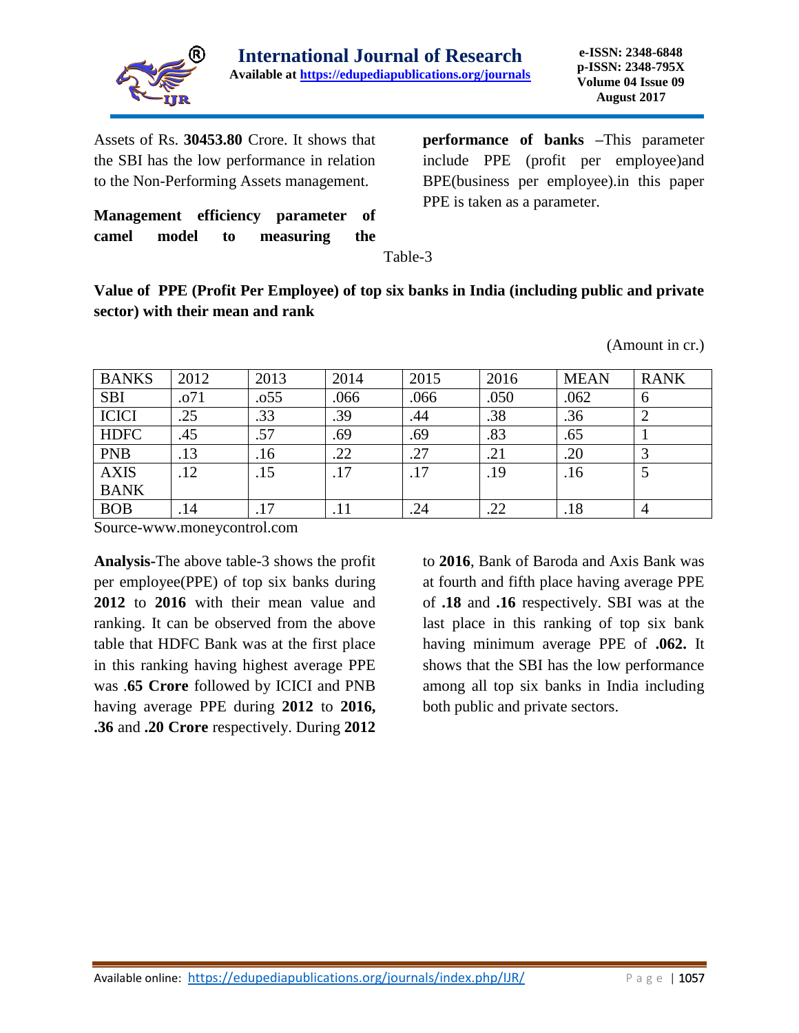Assets of Rs. **30453.80** Crore. It shows that the SBI has the low performance in relation to the Non-Performing Assets management.

**Management efficiency parameter of camel model to measuring the performance of banks** –This parameter include PPE (profit per employee)and BPE(business per employee).in this paper PPE is taken as a parameter.

Table-3

**Value of PPE (Profit Per Employee) of top six banks in India (including public and private sector) with their mean and rank**

(Amount in cr.)

| BANKS | 2012 | 2013 | 2014 | 2015 | 2016 | MEAN | RANK |
|---|---|---|---|---|---|---|---|
| SBI | .o71 | .o55 | .066 | .066 | .050 | .062 | 6 |
| ICICI | .25 | .33 | .39 | .44 | .38 | .36 | 2 |
| HDFC | .45 | .57 | .69 | .69 | .83 | .65 | 1 |
| PNB | .13 | .16 | .22 | .27 | .21 | .20 | 3 |
| AXIS BANK | .12 | .15 | .17 | .17 | .19 | .16 | 5 |
| BOB | .14 | .17 | .11 | .24 | .22 | .18 | 4 |

Source-www.moneycontrol.com

**Analysis-**The above table-3 shows the profit per employee(PPE) of top six banks during **2012** to **2016** with their mean value and ranking. It can be observed from the above table that HDFC Bank was at the first place in this ranking having highest average PPE was .**65 Crore** followed by ICICI and PNB having average PPE during **2012** to **2016, .36** and **.20 Crore** respectively. During **2012** to **2016**, Bank of Baroda and Axis Bank was at fourth and fifth place having average PPE of **.18** and **.16** respectively. SBI was at the last place in this ranking of top six bank having minimum average PPE of **.062.** It shows that the SBI has the low performance among all top six banks in India including both public and private sectors.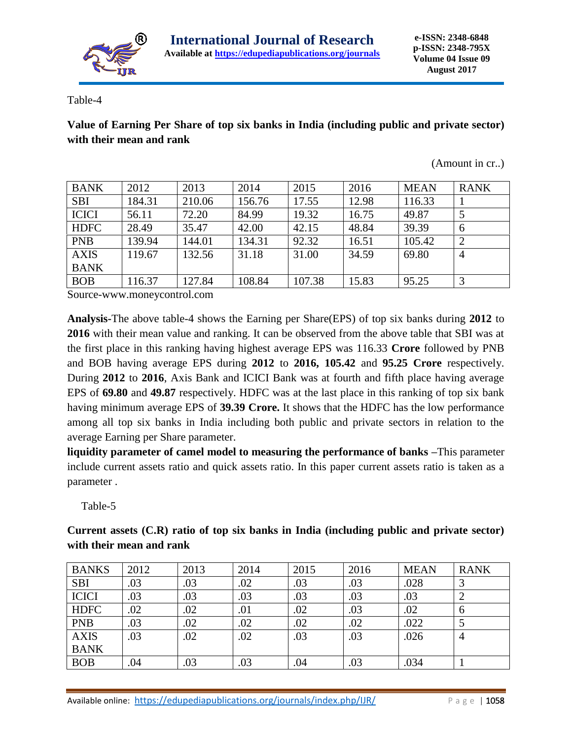Table-4

**Value of Earning Per Share of top six banks in India (including public and private sector) with their mean and rank**

(Amount in cr..)

| BANK | 2012 | 2013 | 2014 | 2015 | 2016 | MEAN | RANK |
|---|---|---|---|---|---|---|---|
| SBI | 184.31 | 210.06 | 156.76 | 17.55 | 12.98 | 116.33 | 1 |
| ICICI | 56.11 | 72.20 | 84.99 | 19.32 | 16.75 | 49.87 | 5 |
| HDFC | 28.49 | 35.47 | 42.00 | 42.15 | 48.84 | 39.39 | 6 |
| PNB | 139.94 | 144.01 | 134.31 | 92.32 | 16.51 | 105.42 | 2 |
| AXIS BANK | 119.67 | 132.56 | 31.18 | 31.00 | 34.59 | 69.80 | 4 |
| BOB | 116.37 | 127.84 | 108.84 | 107.38 | 15.83 | 95.25 | 3 |

Source-www.moneycontrol.com

**Analysis-**The above table-4 shows the Earning per Share(EPS) of top six banks during **2012** to **2016** with their mean value and ranking. It can be observed from the above table that SBI was at the first place in this ranking having highest average EPS was 116.33 **Crore** followed by PNB and BOB having average EPS during **2012** to **2016, 105.42** and **95.25 Crore** respectively. During **2012** to **2016**, Axis Bank and ICICI Bank was at fourth and fifth place having average EPS of **69.80** and **49.87** respectively. HDFC was at the last place in this ranking of top six bank having minimum average EPS of **39.39 Crore.** It shows that the HDFC has the low performance among all top six banks in India including both public and private sectors in relation to the average Earning per Share parameter.

**liquidity parameter of camel model to measuring the performance of banks –**This parameter include current assets ratio and quick assets ratio. In this paper current assets ratio is taken as a parameter .

Table-5

**Current assets (C.R) ratio of top six banks in India (including public and private sector) with their mean and rank**

| BANKS | 2012 | 2013 | 2014 | 2015 | 2016 | MEAN | RANK |
|---|---|---|---|---|---|---|---|
| SBI | .03 | .03 | .02 | .03 | .03 | .028 | 3 |
| ICICI | .03 | .03 | .03 | .03 | .03 | .03 | 2 |
| HDFC | .02 | .02 | .01 | .02 | .03 | .02 | 6 |
| PNB | .03 | .02 | .02 | .02 | .02 | .022 | 5 |
| AXIS BANK | .03 | .02 | .02 | .03 | .03 | .026 | 4 |
| BOB | .04 | .03 | .03 | .04 | .03 | .034 | 1 |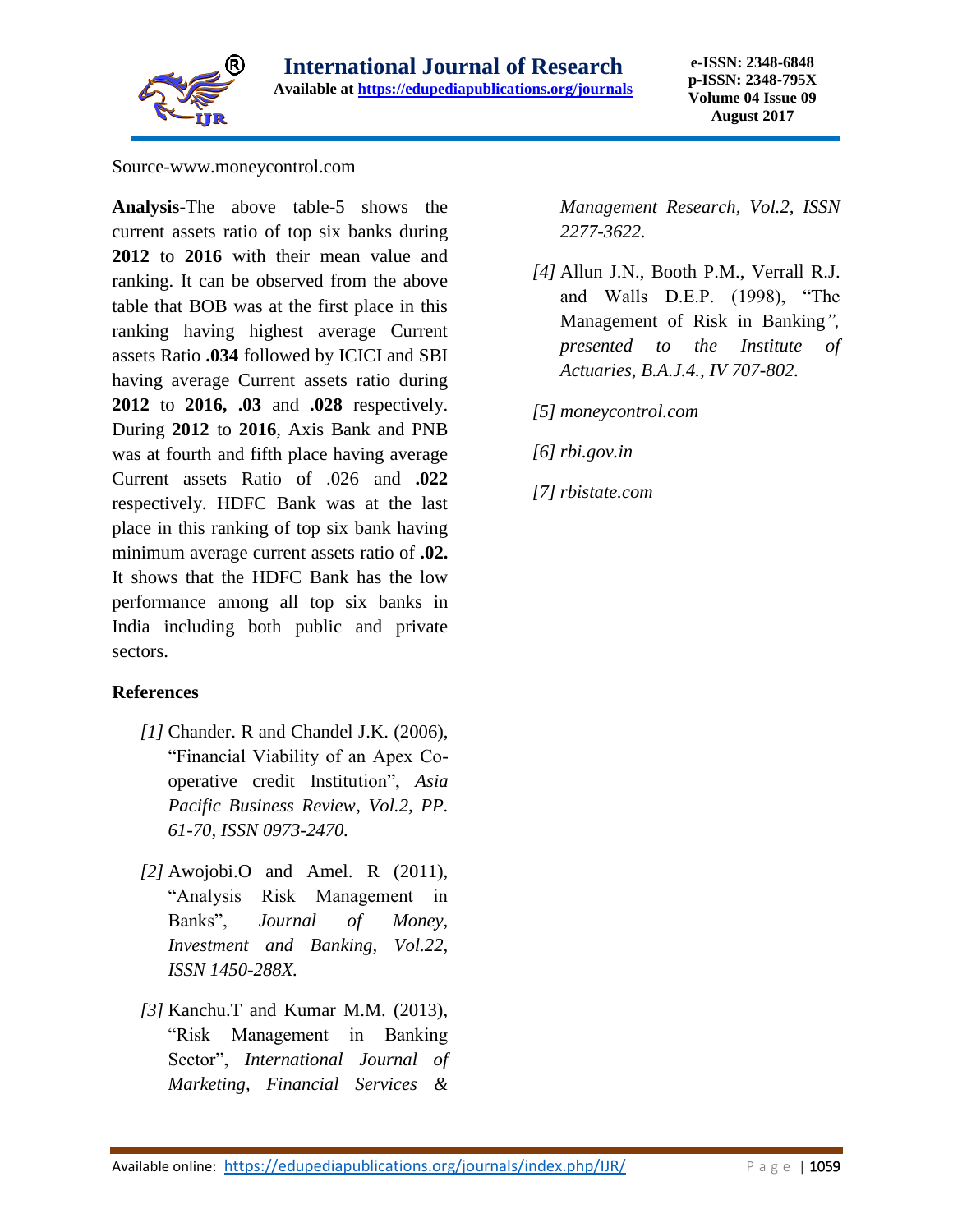Source-www.moneycontrol.com

**Analysis-**The above table-5 shows the current assets ratio of top six banks during **2012** to **2016** with their mean value and ranking. It can be observed from the above table that BOB was at the first place in this ranking having highest average Current assets Ratio **.034** followed by ICICI and SBI having average Current assets ratio during **2012** to **2016, .03** and **.028** respectively. During **2012** to **2016**, Axis Bank and PNB was at fourth and fifth place having average Current assets Ratio of .026 and **.022** respectively. HDFC Bank was at the last place in this ranking of top six bank having minimum average current assets ratio of **.02.** It shows that the HDFC Bank has the low performance among all top six banks in India including both public and private sectors.

## References

*[1]* Chander. R and Chandel J.K. (2006), "Financial Viability of an Apex Co-operative credit Institution", *Asia Pacific Business Review*, *Vol.2, PP. 61-70, ISSN 0973-2470.*

*[2]* Awojobi.O and Amel. R (2011), "Analysis Risk Management in Banks", *Journal of Money, Investment and Banking, Vol.22, ISSN 1450-288X.*

*[3]* Kanchu.T and Kumar M.M. (2013), "Risk Management in Banking Sector", *International Journal of Marketing, Financial Services & Management Research, Vol.2, ISSN 2277-3622.*

*[4]* Allun J.N., Booth P.M., Verrall R.J. and Walls D.E.P. (1998), "The Management of Risk in Banking*", presented to the Institute of Actuaries, B.A.J.4., IV 707-802.*

*[5] moneycontrol.com*

*[6] rbi.gov.in*

*[7] rbistate.com*